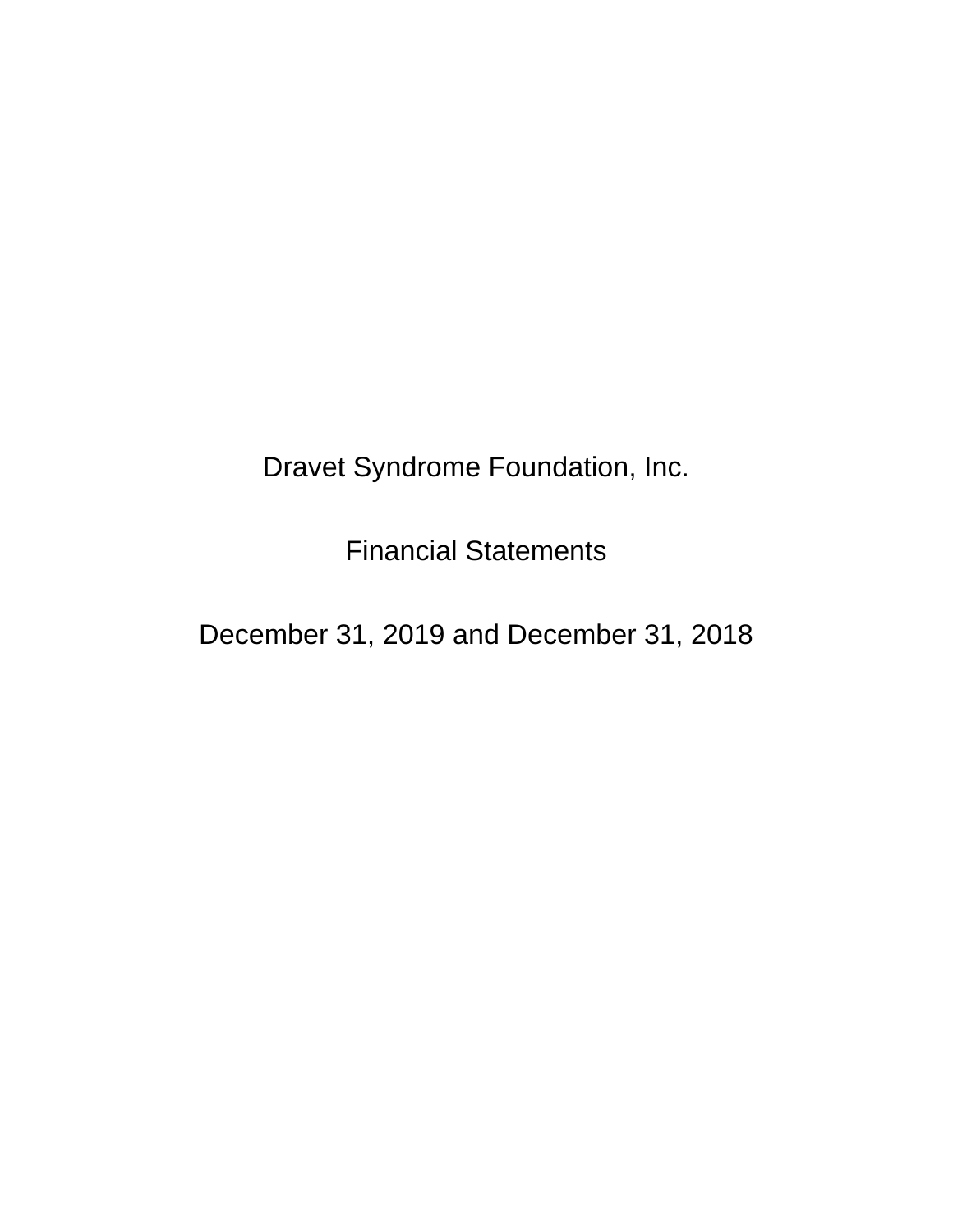# Dravet Syndrome Foundation, Inc.

## Financial Statements

December 31, 2019 and December 31, 2018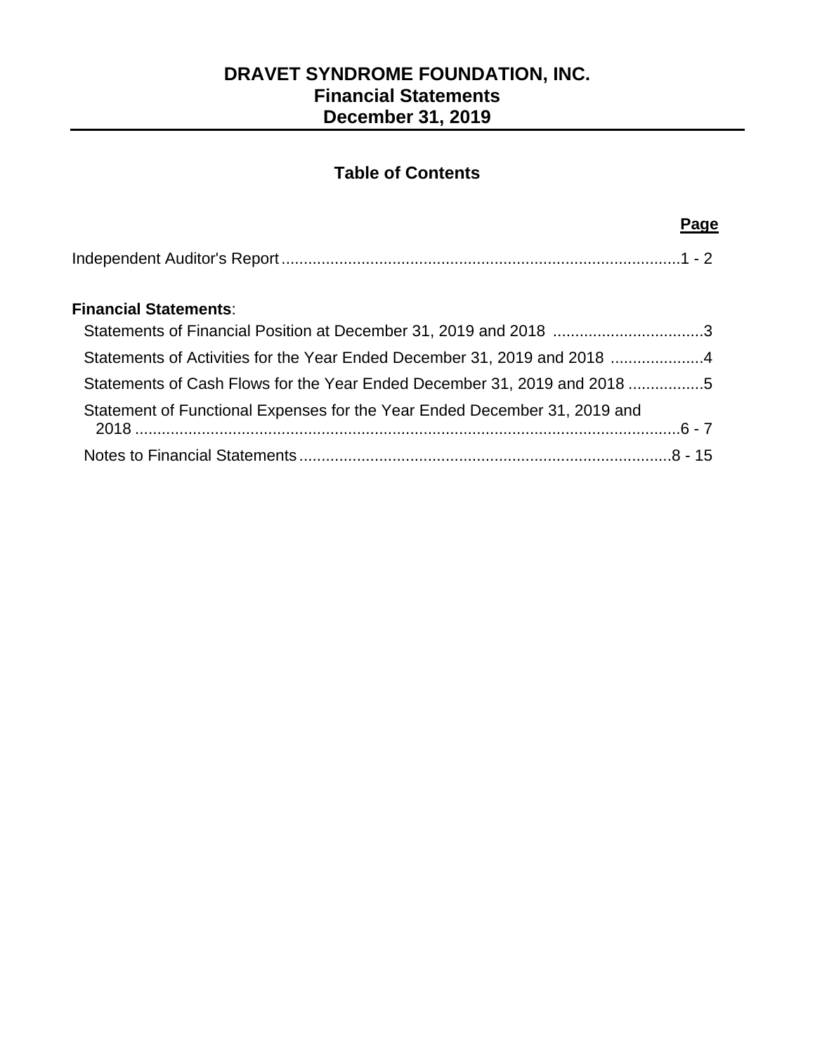# DRAVET SYNDROME FOUNDATION, INC.
## Financial Statements
## December 31, 2019

### Table of Contents

| | Page |
|---|---|
| Independent Auditor's Report | 1 - 2 |
| **Financial Statements**: | |
| Statements of Financial Position at December 31, 2019 and 2018 | 3 |
| Statements of Activities for the Year Ended December 31, 2019 and 2018 | 4 |
| Statements of Cash Flows for the Year Ended December 31, 2019 and 2018 | 5 |
| Statement of Functional Expenses for the Year Ended December 31, 2019 and 2018 | 6 - 7 |
| Notes to Financial Statements | 8 - 15 |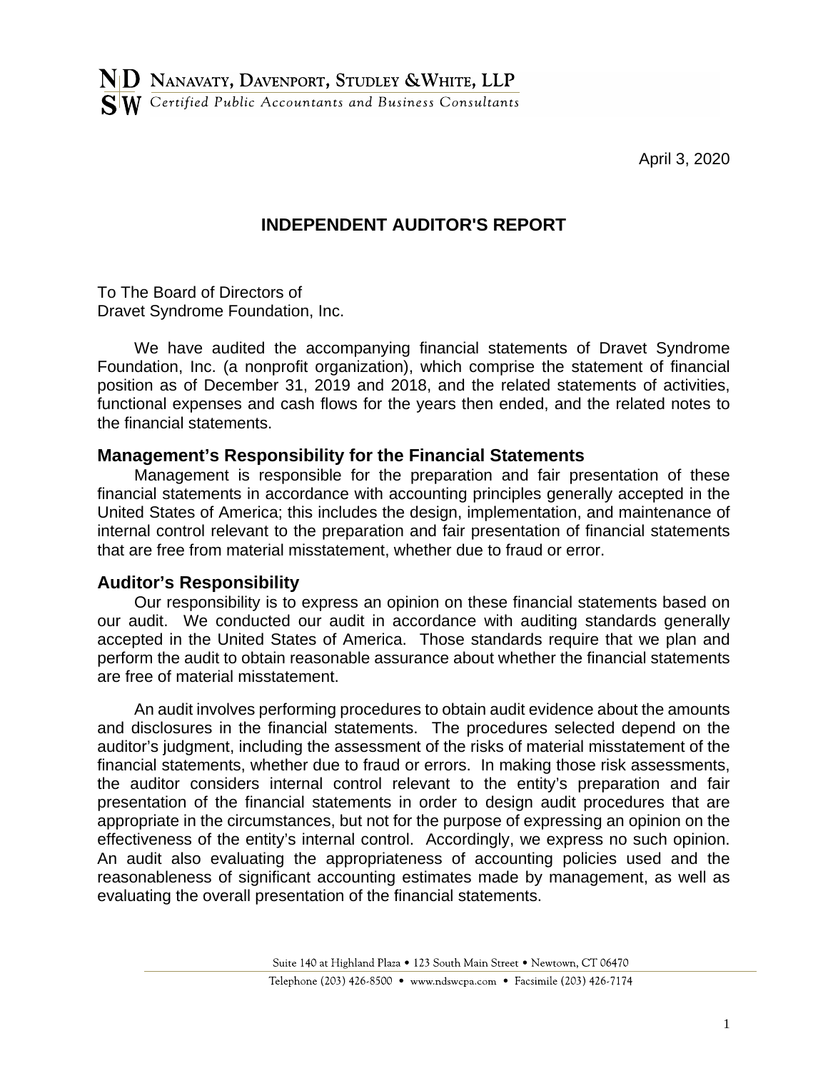**NANAVATY, DAVENPORT, STUDLEY & WHITE, LLP**
*Certified Public Accountants and Business Consultants*

April 3, 2020

# INDEPENDENT AUDITOR'S REPORT

To The Board of Directors of
Dravet Syndrome Foundation, Inc.

We have audited the accompanying financial statements of Dravet Syndrome Foundation, Inc. (a nonprofit organization), which comprise the statement of financial position as of December 31, 2019 and 2018, and the related statements of activities, functional expenses and cash flows for the years then ended, and the related notes to the financial statements.

## Management's Responsibility for the Financial Statements

Management is responsible for the preparation and fair presentation of these financial statements in accordance with accounting principles generally accepted in the United States of America; this includes the design, implementation, and maintenance of internal control relevant to the preparation and fair presentation of financial statements that are free from material misstatement, whether due to fraud or error.

## Auditor's Responsibility

Our responsibility is to express an opinion on these financial statements based on our audit. We conducted our audit in accordance with auditing standards generally accepted in the United States of America. Those standards require that we plan and perform the audit to obtain reasonable assurance about whether the financial statements are free of material misstatement.

An audit involves performing procedures to obtain audit evidence about the amounts and disclosures in the financial statements. The procedures selected depend on the auditor's judgment, including the assessment of the risks of material misstatement of the financial statements, whether due to fraud or errors. In making those risk assessments, the auditor considers internal control relevant to the entity's preparation and fair presentation of the financial statements in order to design audit procedures that are appropriate in the circumstances, but not for the purpose of expressing an opinion on the effectiveness of the entity's internal control. Accordingly, we express no such opinion. An audit also evaluating the appropriateness of accounting policies used and the reasonableness of significant accounting estimates made by management, as well as evaluating the overall presentation of the financial statements.

Suite 140 at Highland Plaza • 123 South Main Street • Newtown, CT 06470
Telephone (203) 426-8500 • www.ndswcpa.com • Facsimile (203) 426-7174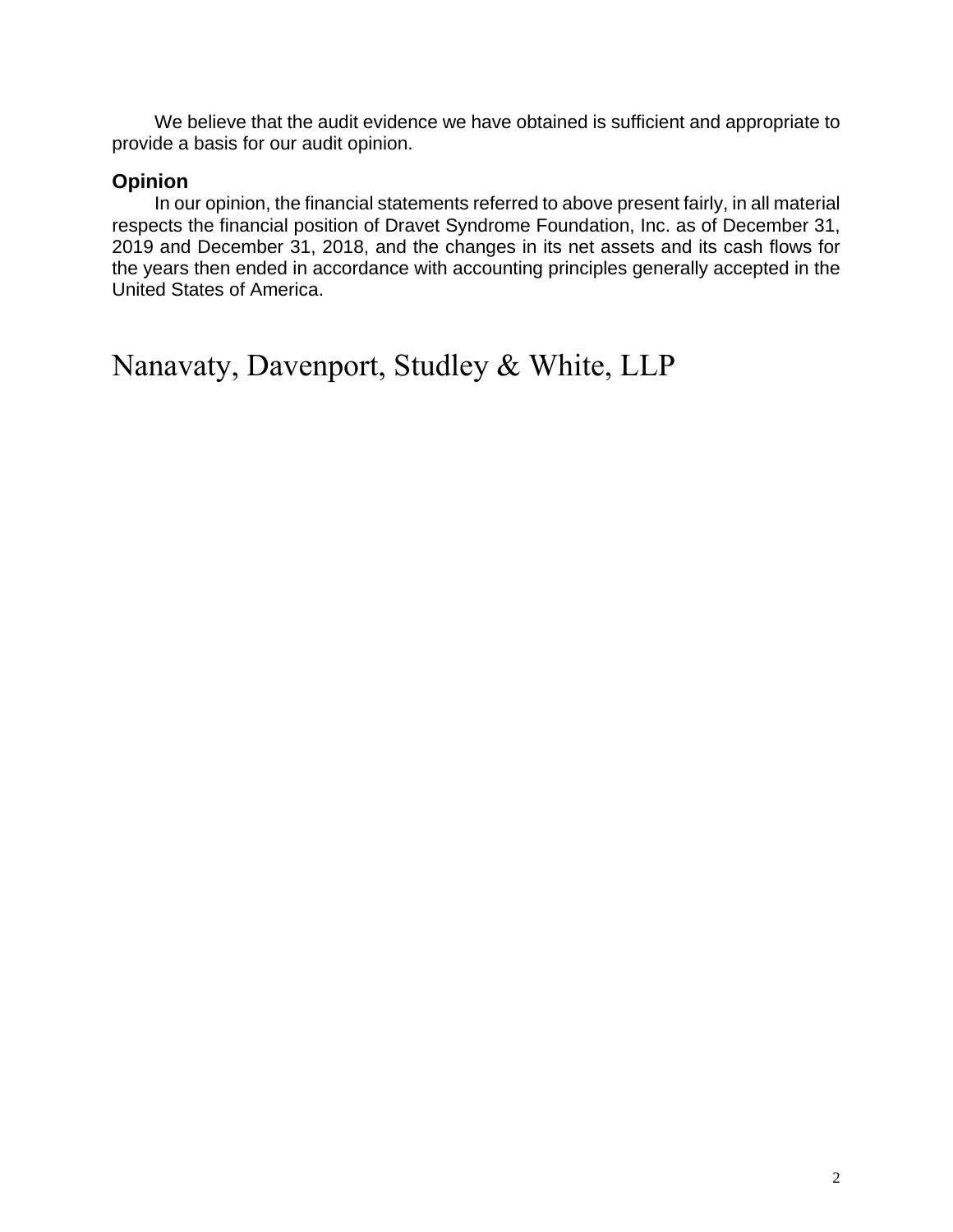We believe that the audit evidence we have obtained is sufficient and appropriate to provide a basis for our audit opinion.

## Opinion

In our opinion, the financial statements referred to above present fairly, in all material respects the financial position of Dravet Syndrome Foundation, Inc. as of December 31, 2019 and December 31, 2018, and the changes in its net assets and its cash flows for the years then ended in accordance with accounting principles generally accepted in the United States of America.

Nanavaty, Davenport, Studley & White, LLP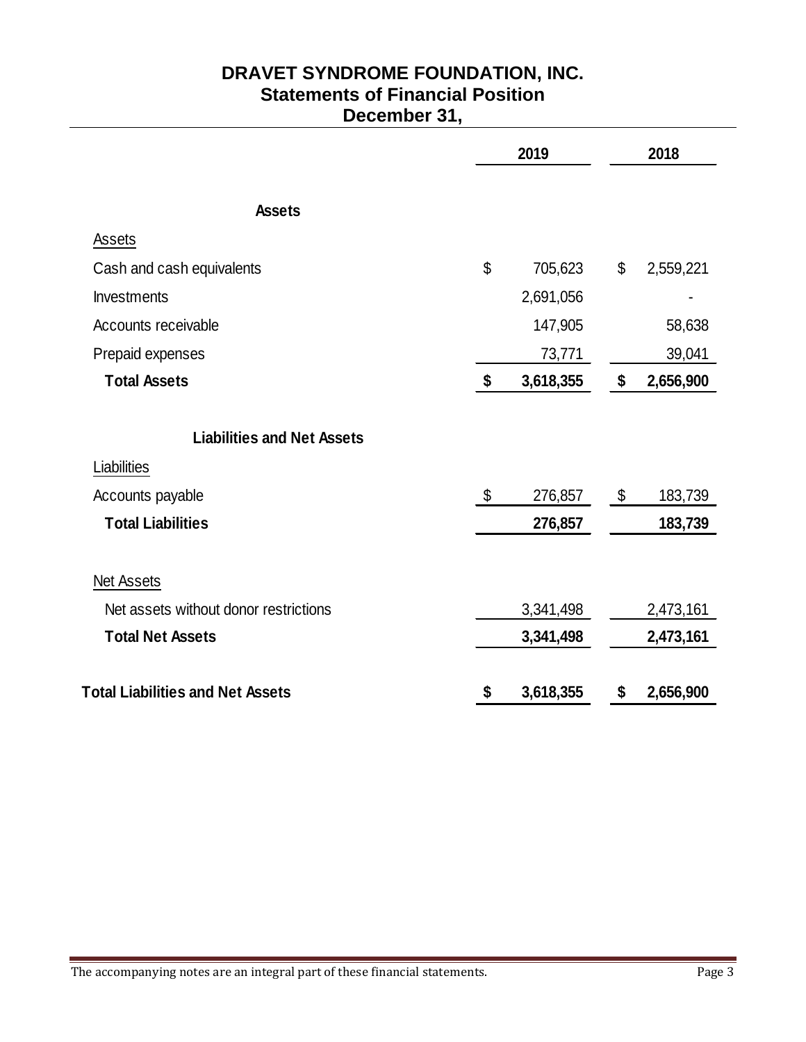# DRAVET SYNDROME FOUNDATION, INC.
## Statements of Financial Position
## December 31,

| | 2019 | 2018 |
|---|---|---|
| **Assets** | | |
| Assets | | |
| Cash and cash equivalents | $ 705,623 | $ 2,559,221 |
| Investments | 2,691,056 | - |
| Accounts receivable | 147,905 | 58,638 |
| Prepaid expenses | 73,771 | 39,041 |
| **Total Assets** | **$ 3,618,355** | **$ 2,656,900** |
| **Liabilities and Net Assets** | | |
| Liabilities | | |
| Accounts payable | $ 276,857 | $ 183,739 |
| **Total Liabilities** | **276,857** | **183,739** |
| Net Assets | | |
| Net assets without donor restrictions | 3,341,498 | 2,473,161 |
| **Total Net Assets** | **3,341,498** | **2,473,161** |
| **Total Liabilities and Net Assets** | **$ 3,618,355** | **$ 2,656,900** |

The accompanying notes are an integral part of these financial statements.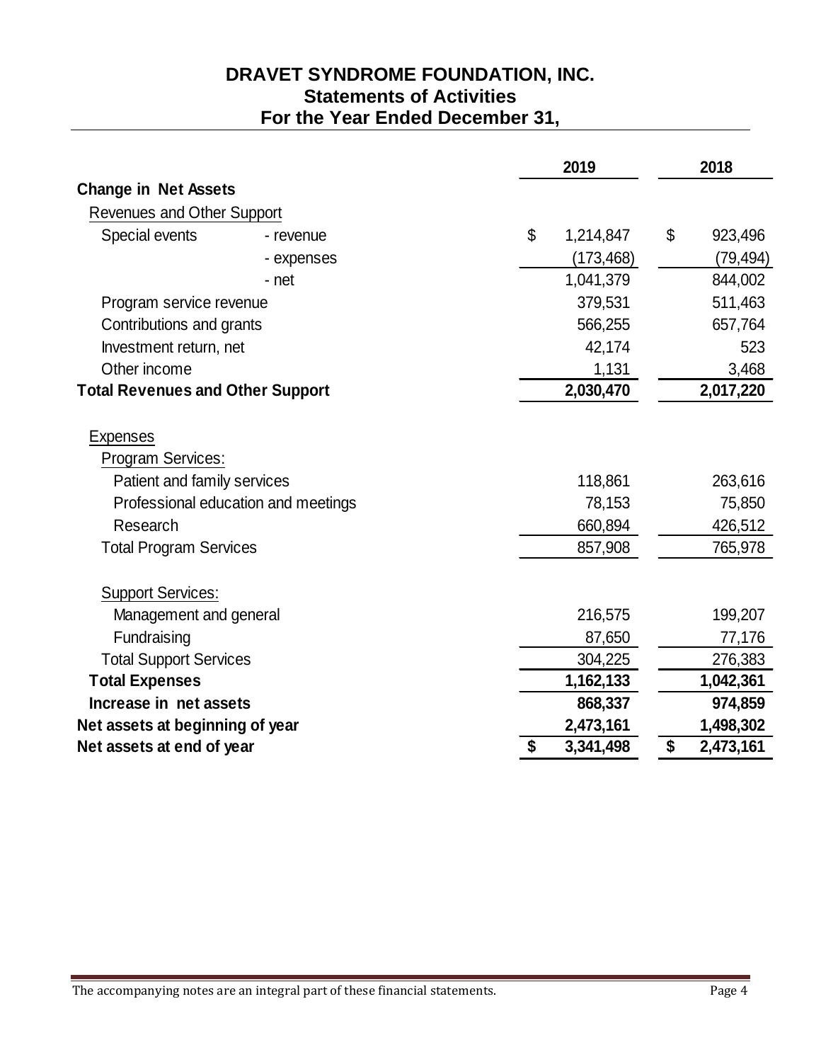# DRAVET SYNDROME FOUNDATION, INC.
## Statements of Activities
## For the Year Ended December 31,

| | | 2019 | 2018 |
|---|---|---|---|
| **Change in Net Assets** | | | |
| Revenues and Other Support | | | |
| Special events | - revenue | $ 1,214,847 | $ 923,496 |
| | - expenses | (173,468) | (79,494) |
| | - net | 1,041,379 | 844,002 |
| Program service revenue | | 379,531 | 511,463 |
| Contributions and grants | | 566,255 | 657,764 |
| Investment return, net | | 42,174 | 523 |
| Other income | | 1,131 | 3,468 |
| **Total Revenues and Other Support** | | **2,030,470** | **2,017,220** |
| Expenses | | | |
| Program Services: | | | |
| Patient and family services | | 118,861 | 263,616 |
| Professional education and meetings | | 78,153 | 75,850 |
| Research | | 660,894 | 426,512 |
| Total Program Services | | 857,908 | 765,978 |
| Support Services: | | | |
| Management and general | | 216,575 | 199,207 |
| Fundraising | | 87,650 | 77,176 |
| Total Support Services | | 304,225 | 276,383 |
| **Total Expenses** | | **1,162,133** | **1,042,361** |
| **Increase in net assets** | | **868,337** | **974,859** |
| **Net assets at beginning of year** | | **2,473,161** | **1,498,302** |
| **Net assets at end of year** | | **$ 3,341,498** | **$ 2,473,161** |

The accompanying notes are an integral part of these financial statements.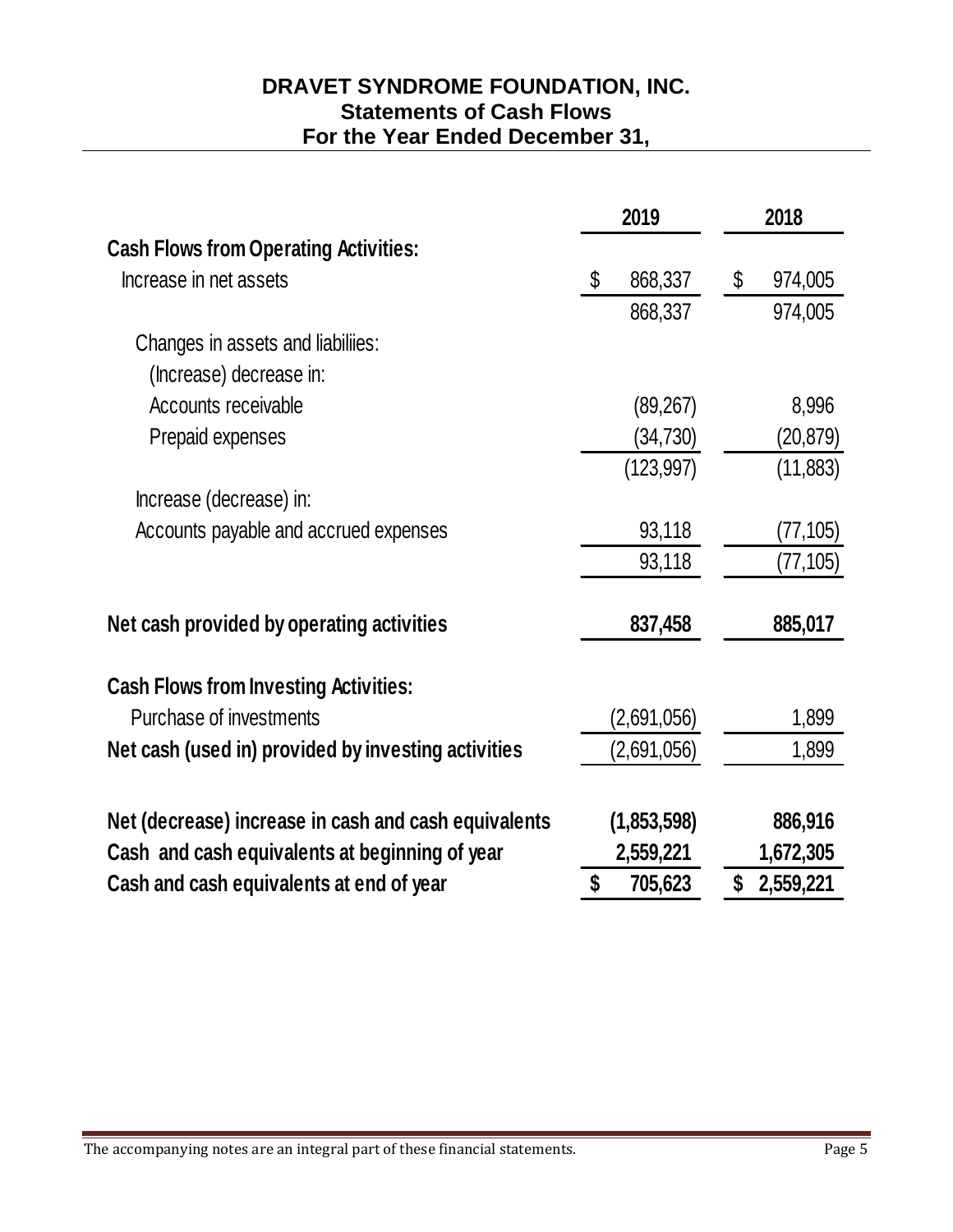# DRAVET SYNDROME FOUNDATION, INC.
## Statements of Cash Flows
## For the Year Ended December 31,

| | 2019 | 2018 |
|---|---|---|
| **Cash Flows from Operating Activities:** | | |
| Increase in net assets | $ 868,337 | $ 974,005 |
| | 868,337 | 974,005 |
| Changes in assets and liabiliies: | | |
| (Increase) decrease in: | | |
| Accounts receivable | (89,267) | 8,996 |
| Prepaid expenses | (34,730) | (20,879) |
| | (123,997) | (11,883) |
| Increase (decrease) in: | | |
| Accounts payable and accrued expenses | 93,118 | (77,105) |
| | 93,118 | (77,105) |
| **Net cash provided by operating activities** | **837,458** | **885,017** |
| **Cash Flows from Investing Activities:** | | |
| Purchase of investments | (2,691,056) | 1,899 |
| **Net cash (used in) provided by investing activities** | (2,691,056) | 1,899 |
| **Net (decrease) increase in cash and cash equivalents** | **(1,853,598)** | **886,916** |
| **Cash and cash equivalents at beginning of year** | **2,559,221** | **1,672,305** |
| **Cash and cash equivalents at end of year** | **$ 705,623** | **$ 2,559,221** |

The accompanying notes are an integral part of these financial statements.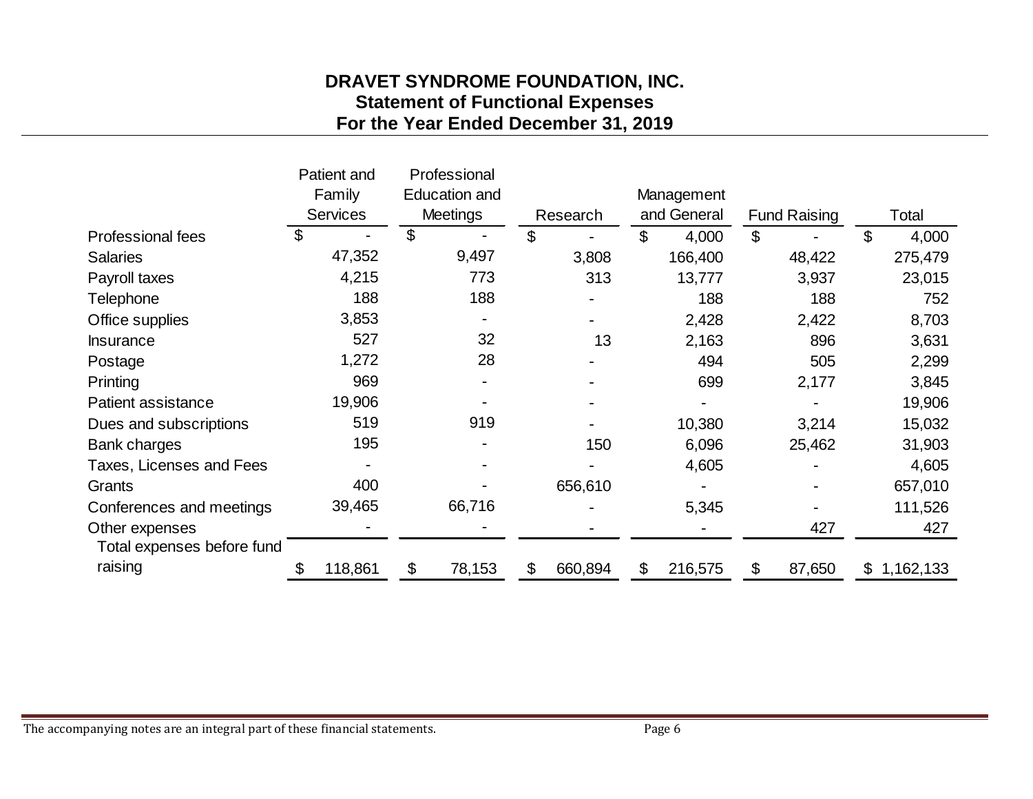# DRAVET SYNDROME FOUNDATION, INC.
## Statement of Functional Expenses
## For the Year Ended December 31, 2019

| | Patient and Family Services | Professional Education and Meetings | Research | Management and General | Fund Raising | Total |
|---|---|---|---|---|---|---|
| Professional fees | $ - | $ - | $ - | $ 4,000 | $ - | $ 4,000 |
| Salaries | 47,352 | 9,497 | 3,808 | 166,400 | 48,422 | 275,479 |
| Payroll taxes | 4,215 | 773 | 313 | 13,777 | 3,937 | 23,015 |
| Telephone | 188 | 188 | - | 188 | 188 | 752 |
| Office supplies | 3,853 | - | - | 2,428 | 2,422 | 8,703 |
| Insurance | 527 | 32 | 13 | 2,163 | 896 | 3,631 |
| Postage | 1,272 | 28 | - | 494 | 505 | 2,299 |
| Printing | 969 | - | - | 699 | 2,177 | 3,845 |
| Patient assistance | 19,906 | - | - | - | - | 19,906 |
| Dues and subscriptions | 519 | 919 | - | 10,380 | 3,214 | 15,032 |
| Bank charges | 195 | - | 150 | 6,096 | 25,462 | 31,903 |
| Taxes, Licenses and Fees | - | - | - | 4,605 | - | 4,605 |
| Grants | 400 | - | 656,610 | - | - | 657,010 |
| Conferences and meetings | 39,465 | 66,716 | - | 5,345 | - | 111,526 |
| Other expenses | - | - | - | - | 427 | 427 |
| Total expenses before fund raising | $ 118,861 | $ 78,153 | $ 660,894 | $ 216,575 | $ 87,650 | $ 1,162,133 |

The accompanying notes are an integral part of these financial statements.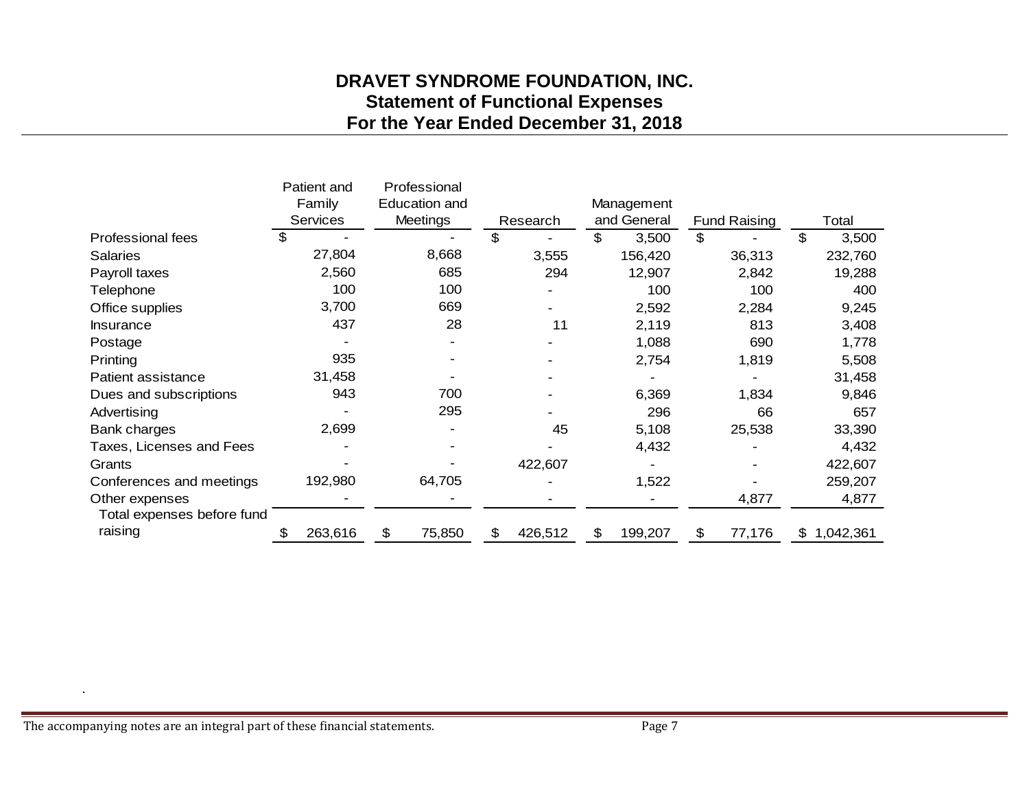# DRAVET SYNDROME FOUNDATION, INC.
## Statement of Functional Expenses
## For the Year Ended December 31, 2018

| | Patient and Family Services | Professional Education and Meetings | Research | Management and General | Fund Raising | Total |
|---|---|---|---|---|---|---|
| Professional fees | $ - | - | $ - | $ 3,500 | $ - | $ 3,500 |
| Salaries | 27,804 | 8,668 | 3,555 | 156,420 | 36,313 | 232,760 |
| Payroll taxes | 2,560 | 685 | 294 | 12,907 | 2,842 | 19,288 |
| Telephone | 100 | 100 | - | 100 | 100 | 400 |
| Office supplies | 3,700 | 669 | - | 2,592 | 2,284 | 9,245 |
| Insurance | 437 | 28 | 11 | 2,119 | 813 | 3,408 |
| Postage | - | - | - | 1,088 | 690 | 1,778 |
| Printing | 935 | - | - | 2,754 | 1,819 | 5,508 |
| Patient assistance | 31,458 | - | - | - | - | 31,458 |
| Dues and subscriptions | 943 | 700 | - | 6,369 | 1,834 | 9,846 |
| Advertising | - | 295 | - | 296 | 66 | 657 |
| Bank charges | 2,699 | - | 45 | 5,108 | 25,538 | 33,390 |
| Taxes, Licenses and Fees | - | - | - | 4,432 | - | 4,432 |
| Grants | - | - | 422,607 | - | - | 422,607 |
| Conferences and meetings | 192,980 | 64,705 | - | 1,522 | - | 259,207 |
| Other expenses | - | - | - | - | 4,877 | 4,877 |
| Total expenses before fund raising | $ 263,616 | $ 75,850 | $ 426,512 | $ 199,207 | $ 77,176 | $ 1,042,361 |

.

The accompanying notes are an integral part of these financial statements.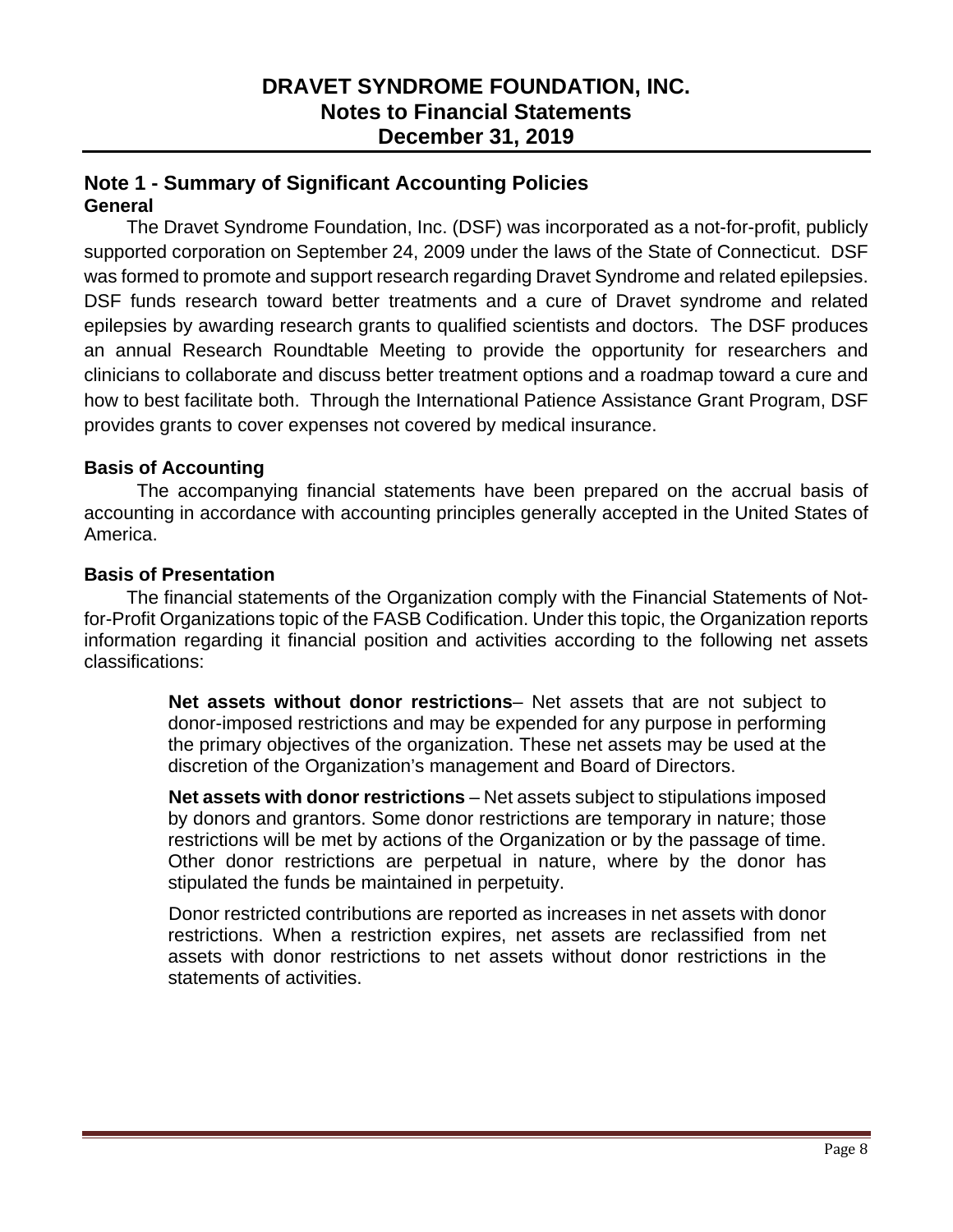# DRAVET SYNDROME FOUNDATION, INC.
## Notes to Financial Statements
## December 31, 2019

## Note 1 - Summary of Significant Accounting Policies

### General

The Dravet Syndrome Foundation, Inc. (DSF) was incorporated as a not-for-profit, publicly supported corporation on September 24, 2009 under the laws of the State of Connecticut. DSF was formed to promote and support research regarding Dravet Syndrome and related epilepsies. DSF funds research toward better treatments and a cure of Dravet syndrome and related epilepsies by awarding research grants to qualified scientists and doctors. The DSF produces an annual Research Roundtable Meeting to provide the opportunity for researchers and clinicians to collaborate and discuss better treatment options and a roadmap toward a cure and how to best facilitate both. Through the International Patience Assistance Grant Program, DSF provides grants to cover expenses not covered by medical insurance.

### Basis of Accounting

The accompanying financial statements have been prepared on the accrual basis of accounting in accordance with accounting principles generally accepted in the United States of America.

### Basis of Presentation

The financial statements of the Organization comply with the Financial Statements of Not-for-Profit Organizations topic of the FASB Codification. Under this topic, the Organization reports information regarding it financial position and activities according to the following net assets classifications:

**Net assets without donor restrictions**– Net assets that are not subject to donor-imposed restrictions and may be expended for any purpose in performing the primary objectives of the organization. These net assets may be used at the discretion of the Organization's management and Board of Directors.

**Net assets with donor restrictions** – Net assets subject to stipulations imposed by donors and grantors. Some donor restrictions are temporary in nature; those restrictions will be met by actions of the Organization or by the passage of time. Other donor restrictions are perpetual in nature, where by the donor has stipulated the funds be maintained in perpetuity.

Donor restricted contributions are reported as increases in net assets with donor restrictions. When a restriction expires, net assets are reclassified from net assets with donor restrictions to net assets without donor restrictions in the statements of activities.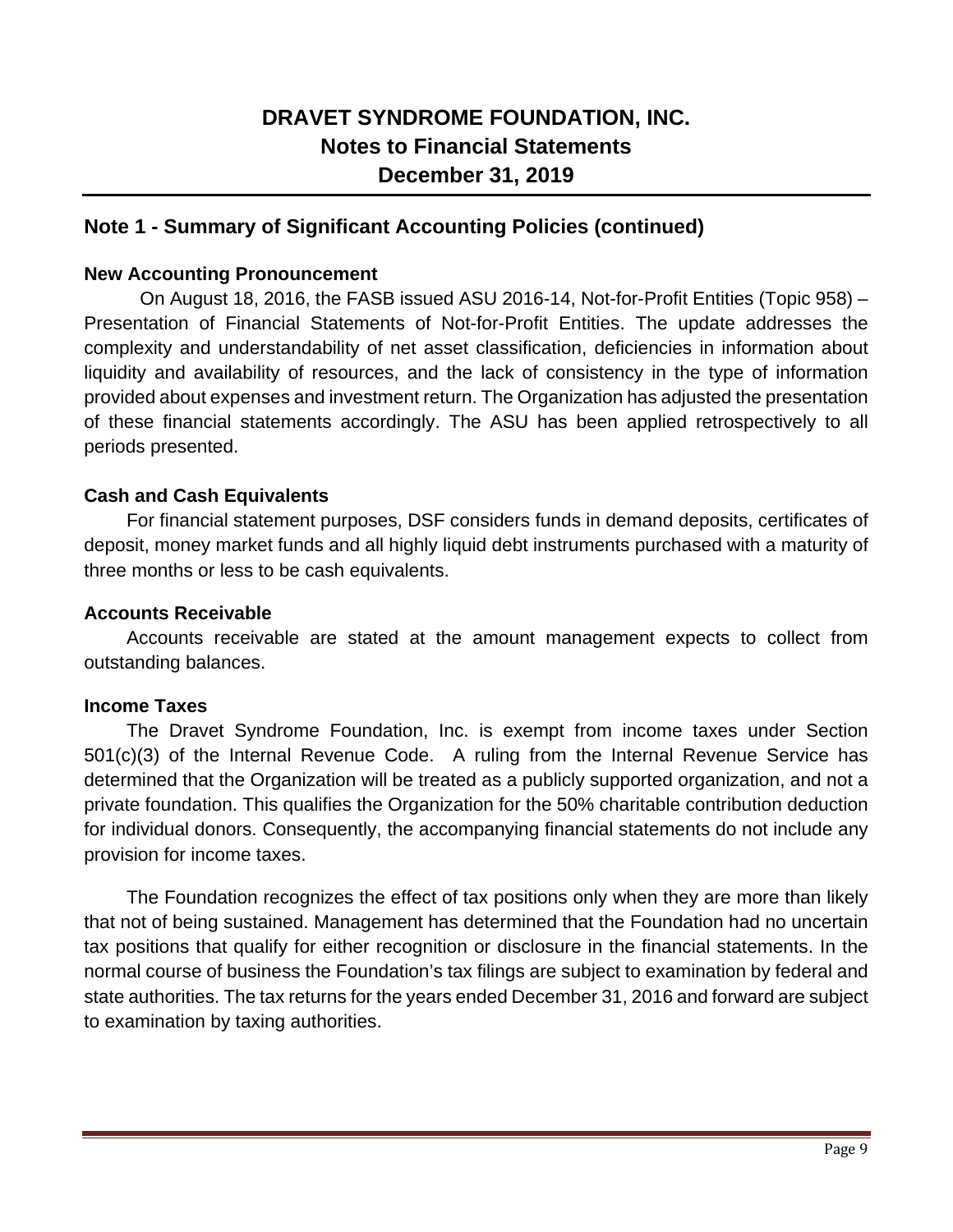# DRAVET SYNDROME FOUNDATION, INC.
## Notes to Financial Statements
## December 31, 2019

## Note 1 - Summary of Significant Accounting Policies (continued)

**New Accounting Pronouncement**

On August 18, 2016, the FASB issued ASU 2016-14, Not-for-Profit Entities (Topic 958) – Presentation of Financial Statements of Not-for-Profit Entities. The update addresses the complexity and understandability of net asset classification, deficiencies in information about liquidity and availability of resources, and the lack of consistency in the type of information provided about expenses and investment return. The Organization has adjusted the presentation of these financial statements accordingly. The ASU has been applied retrospectively to all periods presented.

**Cash and Cash Equivalents**

For financial statement purposes, DSF considers funds in demand deposits, certificates of deposit, money market funds and all highly liquid debt instruments purchased with a maturity of three months or less to be cash equivalents.

**Accounts Receivable**

Accounts receivable are stated at the amount management expects to collect from outstanding balances.

**Income Taxes**

The Dravet Syndrome Foundation, Inc. is exempt from income taxes under Section 501(c)(3) of the Internal Revenue Code. A ruling from the Internal Revenue Service has determined that the Organization will be treated as a publicly supported organization, and not a private foundation. This qualifies the Organization for the 50% charitable contribution deduction for individual donors. Consequently, the accompanying financial statements do not include any provision for income taxes.

The Foundation recognizes the effect of tax positions only when they are more than likely that not of being sustained. Management has determined that the Foundation had no uncertain tax positions that qualify for either recognition or disclosure in the financial statements. In the normal course of business the Foundation's tax filings are subject to examination by federal and state authorities. The tax returns for the years ended December 31, 2016 and forward are subject to examination by taxing authorities.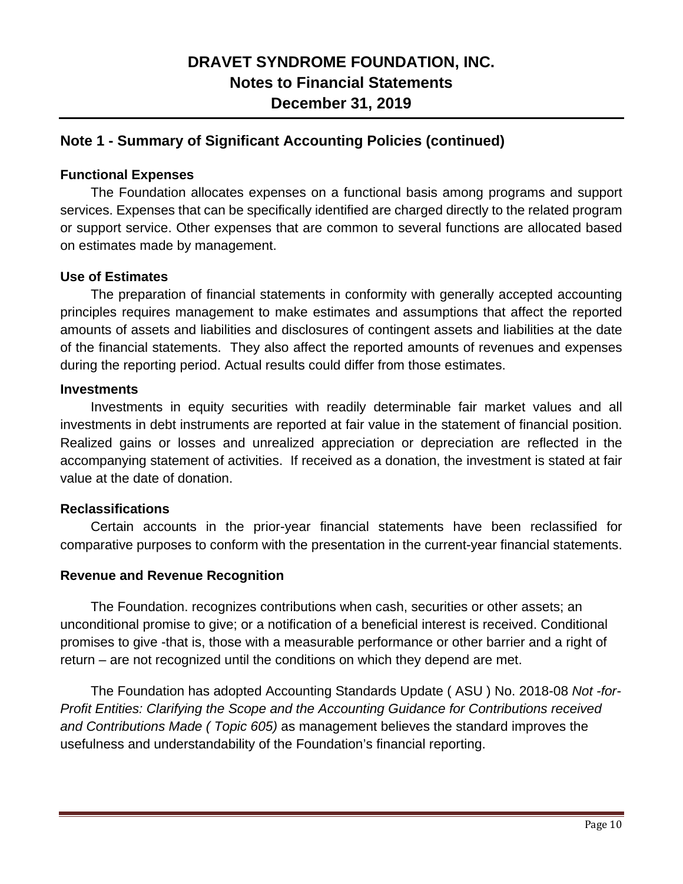# DRAVET SYNDROME FOUNDATION, INC.
## Notes to Financial Statements
## December 31, 2019

## Note 1 - Summary of Significant Accounting Policies (continued)

### Functional Expenses

The Foundation allocates expenses on a functional basis among programs and support services. Expenses that can be specifically identified are charged directly to the related program or support service. Other expenses that are common to several functions are allocated based on estimates made by management.

### Use of Estimates

The preparation of financial statements in conformity with generally accepted accounting principles requires management to make estimates and assumptions that affect the reported amounts of assets and liabilities and disclosures of contingent assets and liabilities at the date of the financial statements. They also affect the reported amounts of revenues and expenses during the reporting period. Actual results could differ from those estimates.

### Investments

Investments in equity securities with readily determinable fair market values and all investments in debt instruments are reported at fair value in the statement of financial position. Realized gains or losses and unrealized appreciation or depreciation are reflected in the accompanying statement of activities. If received as a donation, the investment is stated at fair value at the date of donation.

### Reclassifications

Certain accounts in the prior-year financial statements have been reclassified for comparative purposes to conform with the presentation in the current-year financial statements.

### Revenue and Revenue Recognition

The Foundation. recognizes contributions when cash, securities or other assets; an unconditional promise to give; or a notification of a beneficial interest is received. Conditional promises to give -that is, those with a measurable performance or other barrier and a right of return – are not recognized until the conditions on which they depend are met.

The Foundation has adopted Accounting Standards Update ( ASU ) No. 2018-08 *Not -for-Profit Entities: Clarifying the Scope and the Accounting Guidance for Contributions received and Contributions Made ( Topic 605)* as management believes the standard improves the usefulness and understandability of the Foundation's financial reporting.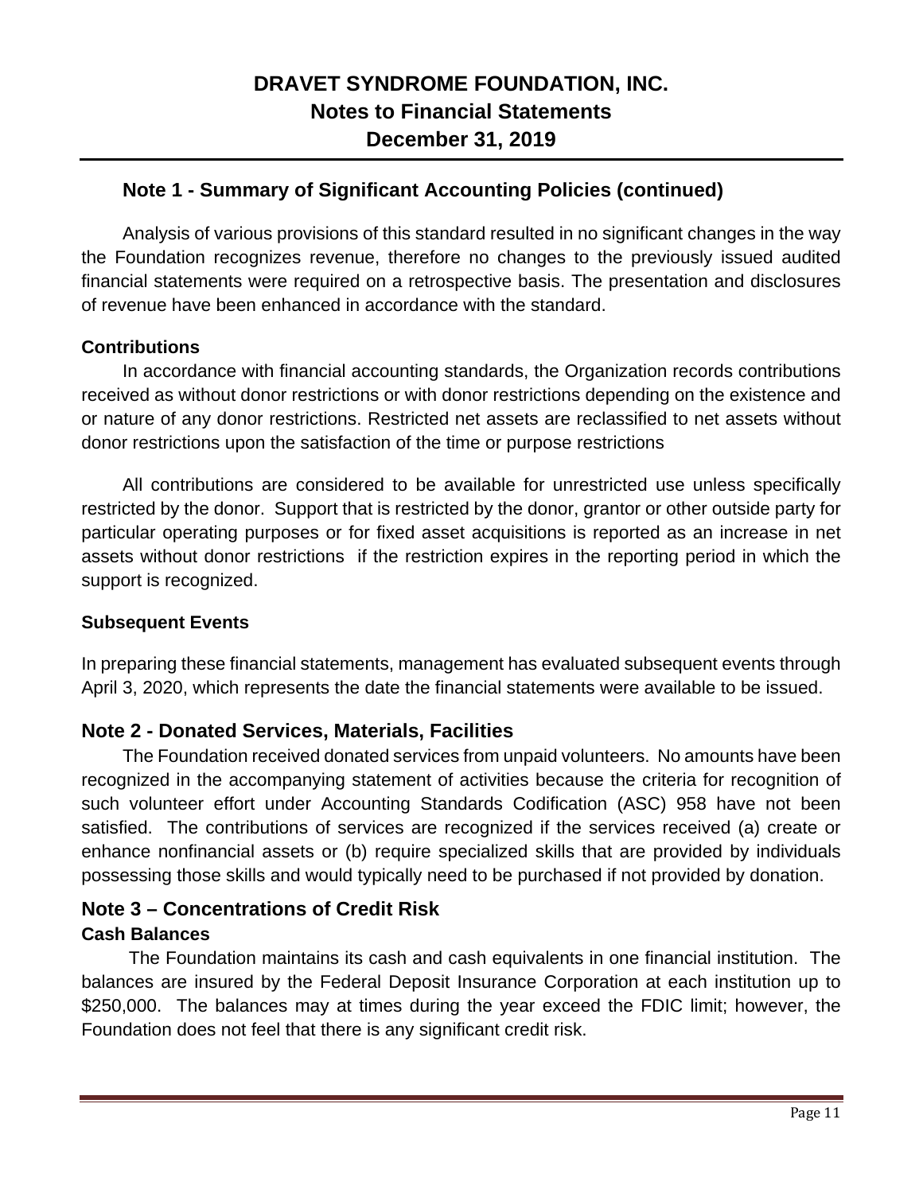## Note 1 - Summary of Significant Accounting Policies (continued)

Analysis of various provisions of this standard resulted in no significant changes in the way the Foundation recognizes revenue, therefore no changes to the previously issued audited financial statements were required on a retrospective basis. The presentation and disclosures of revenue have been enhanced in accordance with the standard.

**Contributions**

In accordance with financial accounting standards, the Organization records contributions received as without donor restrictions or with donor restrictions depending on the existence and or nature of any donor restrictions. Restricted net assets are reclassified to net assets without donor restrictions upon the satisfaction of the time or purpose restrictions

All contributions are considered to be available for unrestricted use unless specifically restricted by the donor. Support that is restricted by the donor, grantor or other outside party for particular operating purposes or for fixed asset acquisitions is reported as an increase in net assets without donor restrictions if the restriction expires in the reporting period in which the support is recognized.

**Subsequent Events**

In preparing these financial statements, management has evaluated subsequent events through April 3, 2020, which represents the date the financial statements were available to be issued.

## Note 2 - Donated Services, Materials, Facilities

The Foundation received donated services from unpaid volunteers. No amounts have been recognized in the accompanying statement of activities because the criteria for recognition of such volunteer effort under Accounting Standards Codification (ASC) 958 have not been satisfied. The contributions of services are recognized if the services received (a) create or enhance nonfinancial assets or (b) require specialized skills that are provided by individuals possessing those skills and would typically need to be purchased if not provided by donation.

## Note 3 – Concentrations of Credit Risk

**Cash Balances**

The Foundation maintains its cash and cash equivalents in one financial institution. The balances are insured by the Federal Deposit Insurance Corporation at each institution up to \$250,000. The balances may at times during the year exceed the FDIC limit; however, the Foundation does not feel that there is any significant credit risk.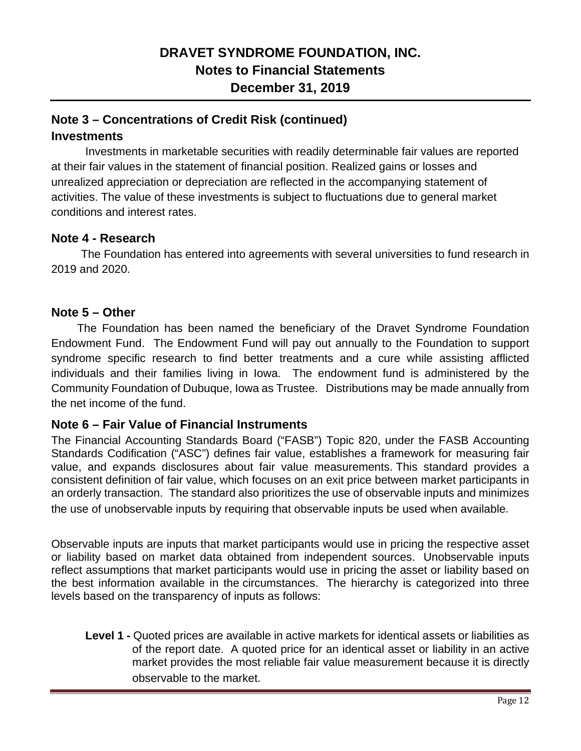## Note 3 – Concentrations of Credit Risk (continued)

### Investments

Investments in marketable securities with readily determinable fair values are reported at their fair values in the statement of financial position. Realized gains or losses and unrealized appreciation or depreciation are reflected in the accompanying statement of activities. The value of these investments is subject to fluctuations due to general market conditions and interest rates.

## Note 4 - Research

The Foundation has entered into agreements with several universities to fund research in 2019 and 2020.

## Note 5 – Other

The Foundation has been named the beneficiary of the Dravet Syndrome Foundation Endowment Fund. The Endowment Fund will pay out annually to the Foundation to support syndrome specific research to find better treatments and a cure while assisting afflicted individuals and their families living in Iowa. The endowment fund is administered by the Community Foundation of Dubuque, Iowa as Trustee. Distributions may be made annually from the net income of the fund.

## Note 6 – Fair Value of Financial Instruments

The Financial Accounting Standards Board ("FASB") Topic 820, under the FASB Accounting Standards Codification ("ASC") defines fair value, establishes a framework for measuring fair value, and expands disclosures about fair value measurements. This standard provides a consistent definition of fair value, which focuses on an exit price between market participants in an orderly transaction. The standard also prioritizes the use of observable inputs and minimizes the use of unobservable inputs by requiring that observable inputs be used when available.

Observable inputs are inputs that market participants would use in pricing the respective asset or liability based on market data obtained from independent sources. Unobservable inputs reflect assumptions that market participants would use in pricing the asset or liability based on the best information available in the circumstances. The hierarchy is categorized into three levels based on the transparency of inputs as follows:

**Level 1 -** Quoted prices are available in active markets for identical assets or liabilities as of the report date. A quoted price for an identical asset or liability in an active market provides the most reliable fair value measurement because it is directly observable to the market.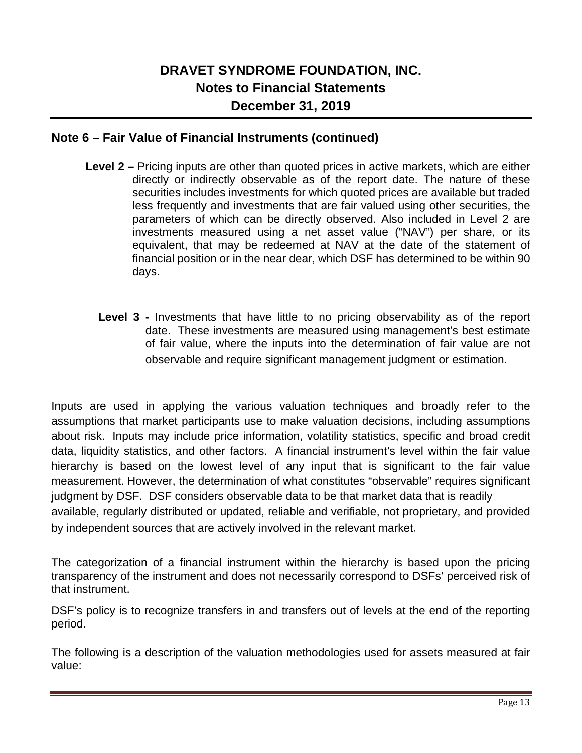## Note 6 – Fair Value of Financial Instruments (continued)

**Level 2 –** Pricing inputs are other than quoted prices in active markets, which are either directly or indirectly observable as of the report date. The nature of these securities includes investments for which quoted prices are available but traded less frequently and investments that are fair valued using other securities, the parameters of which can be directly observed. Also included in Level 2 are investments measured using a net asset value ("NAV") per share, or its equivalent, that may be redeemed at NAV at the date of the statement of financial position or in the near dear, which DSF has determined to be within 90 days.

**Level 3 -** Investments that have little to no pricing observability as of the report date. These investments are measured using management's best estimate of fair value, where the inputs into the determination of fair value are not observable and require significant management judgment or estimation.

Inputs are used in applying the various valuation techniques and broadly refer to the assumptions that market participants use to make valuation decisions, including assumptions about risk. Inputs may include price information, volatility statistics, specific and broad credit data, liquidity statistics, and other factors. A financial instrument's level within the fair value hierarchy is based on the lowest level of any input that is significant to the fair value measurement. However, the determination of what constitutes "observable" requires significant judgment by DSF. DSF considers observable data to be that market data that is readily available, regularly distributed or updated, reliable and verifiable, not proprietary, and provided by independent sources that are actively involved in the relevant market.

The categorization of a financial instrument within the hierarchy is based upon the pricing transparency of the instrument and does not necessarily correspond to DSFs' perceived risk of that instrument.

DSF's policy is to recognize transfers in and transfers out of levels at the end of the reporting period.

The following is a description of the valuation methodologies used for assets measured at fair value: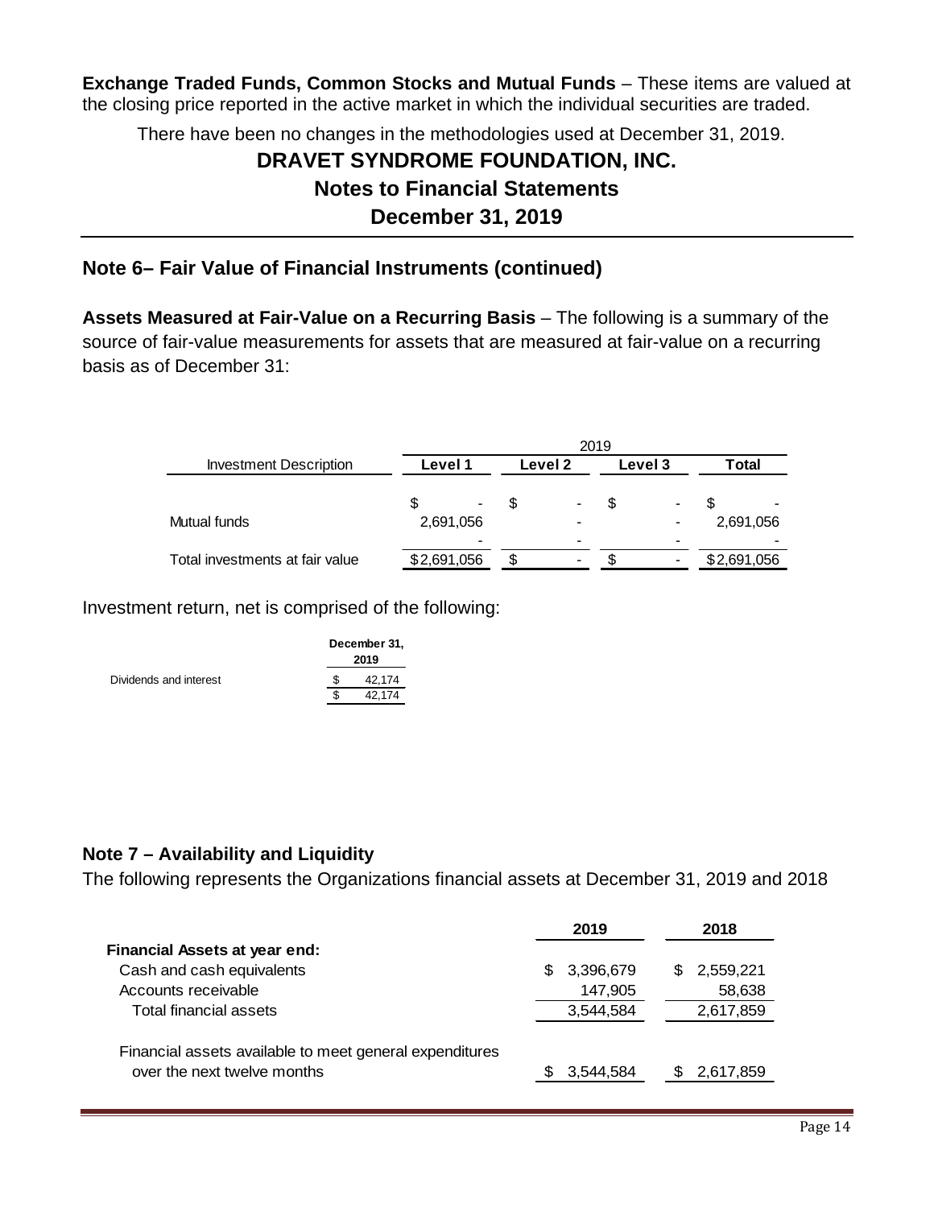**Exchange Traded Funds, Common Stocks and Mutual Funds** – These items are valued at the closing price reported in the active market in which the individual securities are traded.

There have been no changes in the methodologies used at December 31, 2019.

# DRAVET SYNDROME FOUNDATION, INC.

## Notes to Financial Statements

## December 31, 2019

### Note 6– Fair Value of Financial Instruments (continued)

**Assets Measured at Fair-Value on a Recurring Basis** – The following is a summary of the source of fair-value measurements for assets that are measured at fair-value on a recurring basis as of December 31:

| | 2019 | | | |
|---|---|---|---|---|
| Investment Description | Level 1 | Level 2 | Level 3 | Total |
| | $ - | $ - | $ - | $ - |
| Mutual funds | 2,691,056 | - | - | 2,691,056 |
| | - | - | - | - |
| Total investments at fair value | $2,691,056 | $ - | $ - | $2,691,056 |

Investment return, net is comprised of the following:

| | December 31, 2019 |
|---|---|
| Dividends and interest | $ 42,174 |
| | $ 42,174 |

### Note 7 – Availability and Liquidity

The following represents the Organizations financial assets at December 31, 2019 and 2018

| | 2019 | 2018 |
|---|---|---|
| **Financial Assets at year end:** | | |
| Cash and cash equivalents | $ 3,396,679 | $ 2,559,221 |
| Accounts receivable | 147,905 | 58,638 |
| Total financial assets | 3,544,584 | 2,617,859 |
| Financial assets available to meet general expenditures over the next twelve months | $ 3,544,584 | $ 2,617,859 |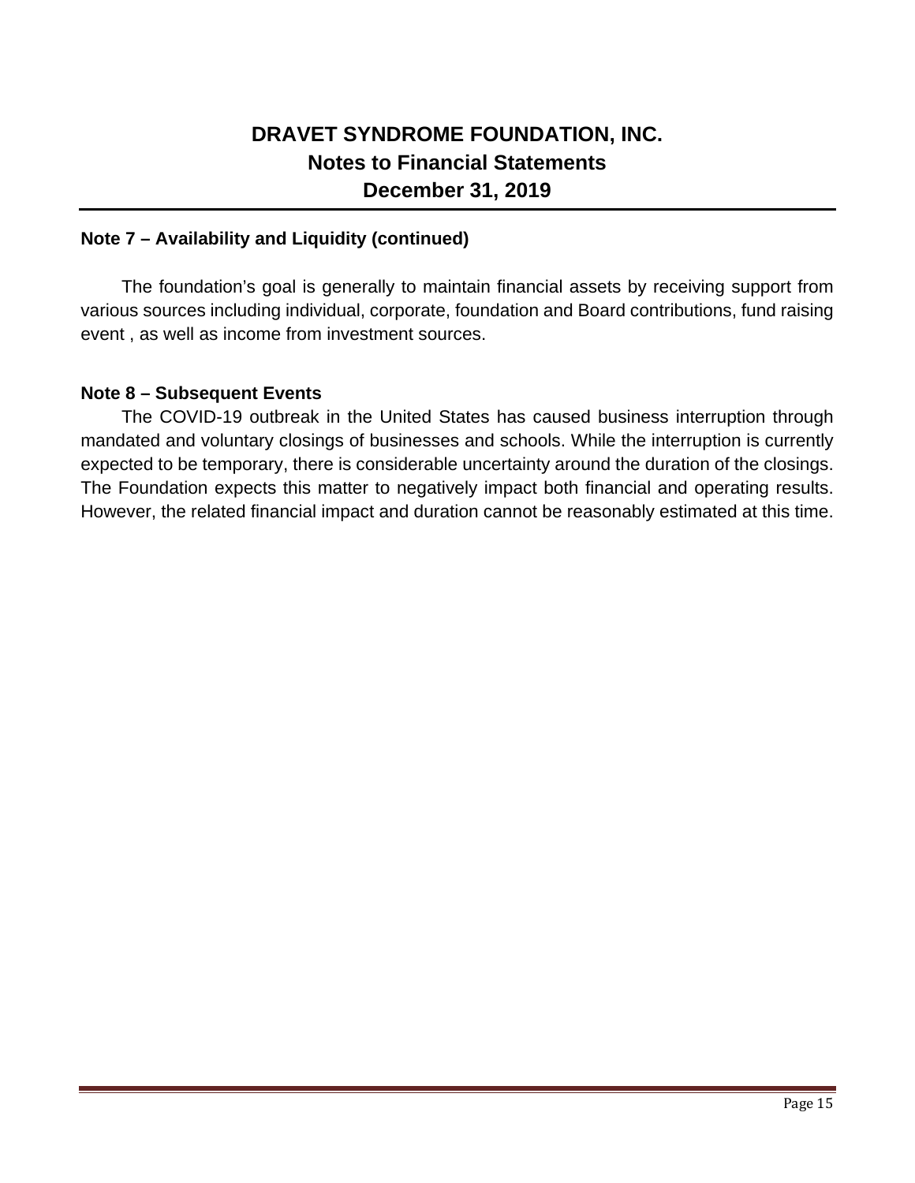# DRAVET SYNDROME FOUNDATION, INC.
## Notes to Financial Statements
## December 31, 2019

### Note 7 – Availability and Liquidity (continued)

The foundation's goal is generally to maintain financial assets by receiving support from various sources including individual, corporate, foundation and Board contributions, fund raising event , as well as income from investment sources.

### Note 8 – Subsequent Events

The COVID-19 outbreak in the United States has caused business interruption through mandated and voluntary closings of businesses and schools. While the interruption is currently expected to be temporary, there is considerable uncertainty around the duration of the closings. The Foundation expects this matter to negatively impact both financial and operating results. However, the related financial impact and duration cannot be reasonably estimated at this time.